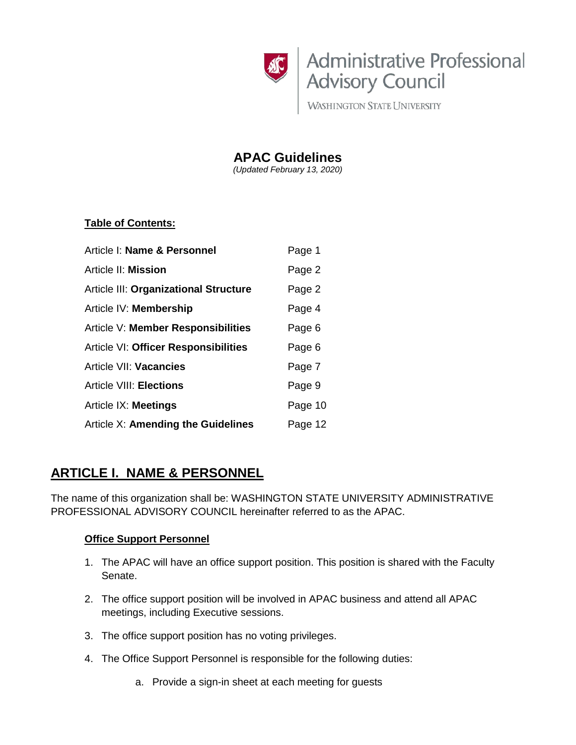Administrative Professional Advisory Council

WASHINGTON STATE UNIVERSITY

# APAC Guidelines

*(Updated February 13, 2020)*

**Table of Contents:**

| | |
|---|---|
| Article I: **Name & Personnel** | Page 1 |
| Article II: **Mission** | Page 2 |
| Article III: **Organizational Structure** | Page 2 |
| Article IV: **Membership** | Page 4 |
| Article V: **Member Responsibilities** | Page 6 |
| Article VI: **Officer Responsibilities** | Page 6 |
| Article VII: **Vacancies** | Page 7 |
| Article VIII: **Elections** | Page 9 |
| Article IX: **Meetings** | Page 10 |
| Article X: **Amending the Guidelines** | Page 12 |

## ARTICLE I. NAME & PERSONNEL

The name of this organization shall be: WASHINGTON STATE UNIVERSITY ADMINISTRATIVE PROFESSIONAL ADVISORY COUNCIL hereinafter referred to as the APAC.

### Office Support Personnel

1. The APAC will have an office support position. This position is shared with the Faculty Senate.
2. The office support position will be involved in APAC business and attend all APAC meetings, including Executive sessions.
3. The office support position has no voting privileges.
4. The Office Support Personnel is responsible for the following duties:
   a. Provide a sign-in sheet at each meeting for guests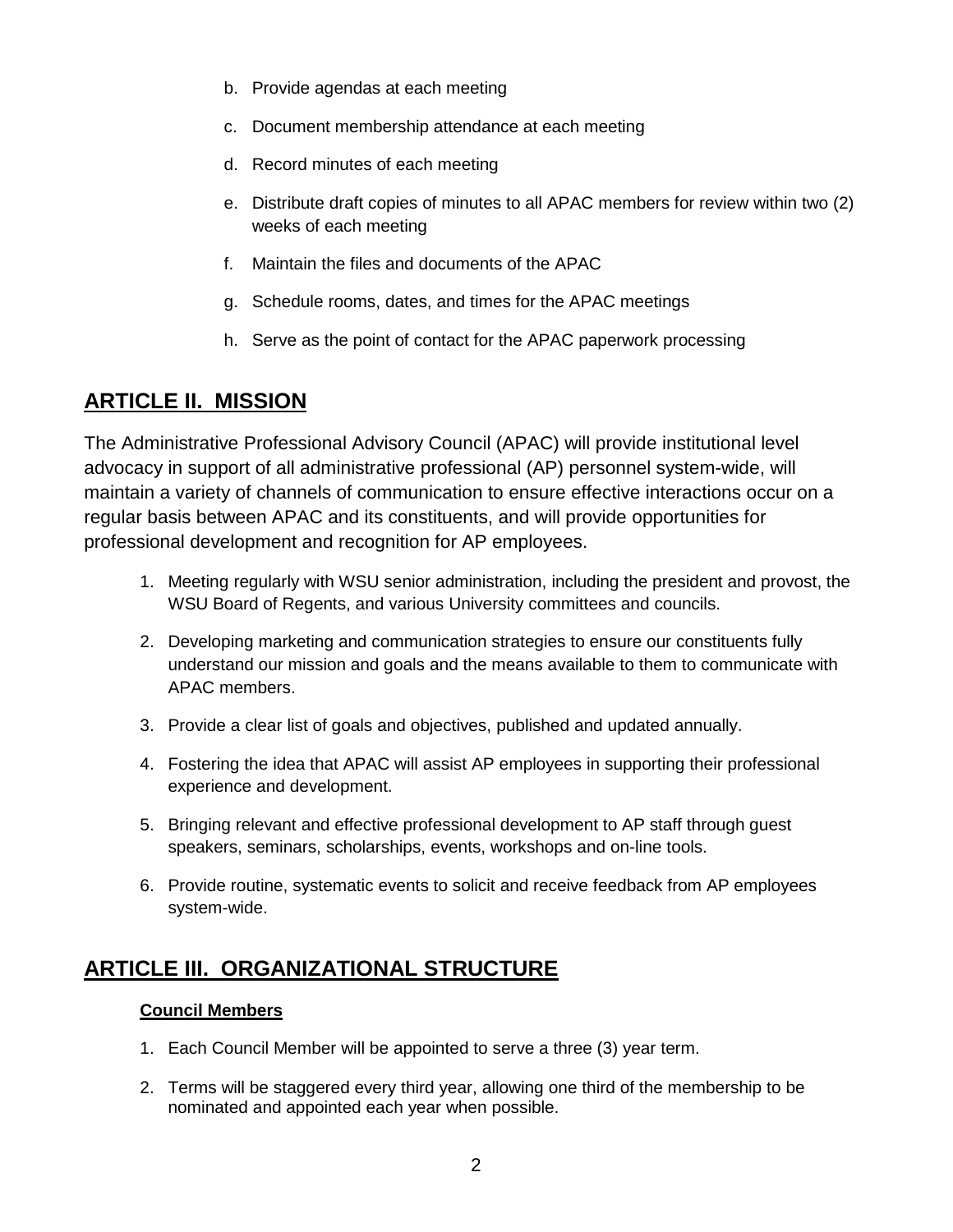b. Provide agendas at each meeting

c. Document membership attendance at each meeting

d. Record minutes of each meeting

e. Distribute draft copies of minutes to all APAC members for review within two (2) weeks of each meeting

f. Maintain the files and documents of the APAC

g. Schedule rooms, dates, and times for the APAC meetings

h. Serve as the point of contact for the APAC paperwork processing

## ARTICLE II. MISSION

The Administrative Professional Advisory Council (APAC) will provide institutional level advocacy in support of all administrative professional (AP) personnel system-wide, will maintain a variety of channels of communication to ensure effective interactions occur on a regular basis between APAC and its constituents, and will provide opportunities for professional development and recognition for AP employees.

1. Meeting regularly with WSU senior administration, including the president and provost, the WSU Board of Regents, and various University committees and councils.
2. Developing marketing and communication strategies to ensure our constituents fully understand our mission and goals and the means available to them to communicate with APAC members.
3. Provide a clear list of goals and objectives, published and updated annually.
4. Fostering the idea that APAC will assist AP employees in supporting their professional experience and development.
5. Bringing relevant and effective professional development to AP staff through guest speakers, seminars, scholarships, events, workshops and on-line tools.
6. Provide routine, systematic events to solicit and receive feedback from AP employees system-wide.

## ARTICLE III. ORGANIZATIONAL STRUCTURE

### Council Members

1. Each Council Member will be appointed to serve a three (3) year term.
2. Terms will be staggered every third year, allowing one third of the membership to be nominated and appointed each year when possible.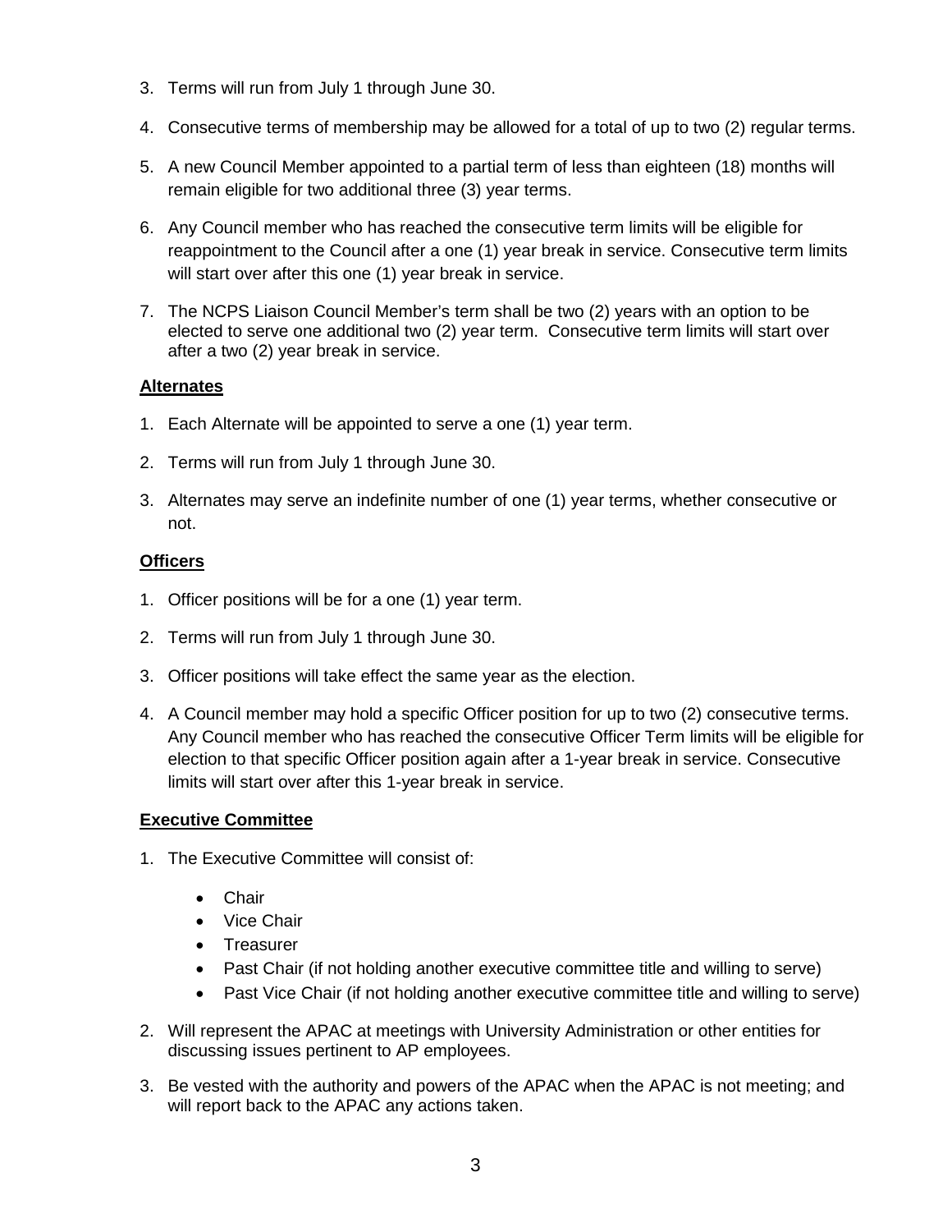3. Terms will run from July 1 through June 30.

4. Consecutive terms of membership may be allowed for a total of up to two (2) regular terms.

5. A new Council Member appointed to a partial term of less than eighteen (18) months will remain eligible for two additional three (3) year terms.

6. Any Council member who has reached the consecutive term limits will be eligible for reappointment to the Council after a one (1) year break in service. Consecutive term limits will start over after this one (1) year break in service.

7. The NCPS Liaison Council Member's term shall be two (2) years with an option to be elected to serve one additional two (2) year term. Consecutive term limits will start over after a two (2) year break in service.

**Alternates**

1. Each Alternate will be appointed to serve a one (1) year term.

2. Terms will run from July 1 through June 30.

3. Alternates may serve an indefinite number of one (1) year terms, whether consecutive or not.

**Officers**

1. Officer positions will be for a one (1) year term.

2. Terms will run from July 1 through June 30.

3. Officer positions will take effect the same year as the election.

4. A Council member may hold a specific Officer position for up to two (2) consecutive terms. Any Council member who has reached the consecutive Officer Term limits will be eligible for election to that specific Officer position again after a 1-year break in service. Consecutive limits will start over after this 1-year break in service.

**Executive Committee**

1. The Executive Committee will consist of:

   - Chair
   - Vice Chair
   - Treasurer
   - Past Chair (if not holding another executive committee title and willing to serve)
   - Past Vice Chair (if not holding another executive committee title and willing to serve)

2. Will represent the APAC at meetings with University Administration or other entities for discussing issues pertinent to AP employees.

3. Be vested with the authority and powers of the APAC when the APAC is not meeting; and will report back to the APAC any actions taken.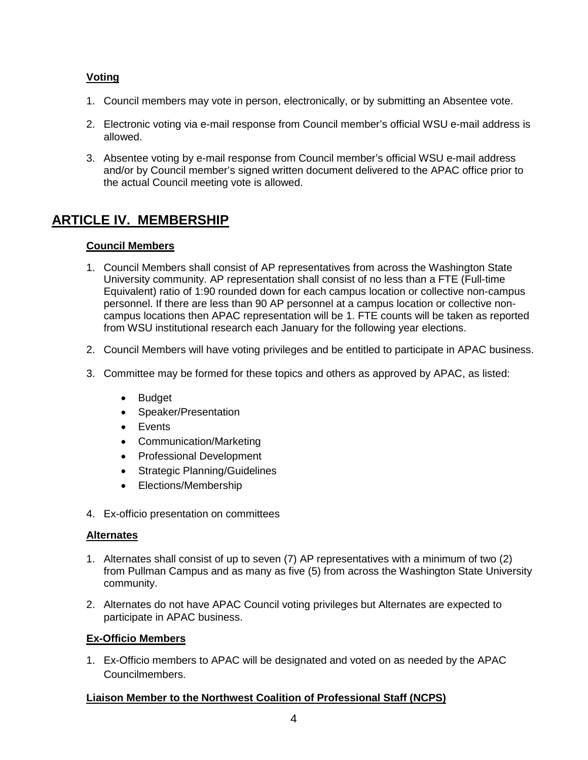### Voting

1. Council members may vote in person, electronically, or by submitting an Absentee vote.
2. Electronic voting via e-mail response from Council member's official WSU e-mail address is allowed.
3. Absentee voting by e-mail response from Council member's official WSU e-mail address and/or by Council member's signed written document delivered to the APAC office prior to the actual Council meeting vote is allowed.

## ARTICLE IV. MEMBERSHIP

### Council Members

1. Council Members shall consist of AP representatives from across the Washington State University community. AP representation shall consist of no less than a FTE (Full-time Equivalent) ratio of 1:90 rounded down for each campus location or collective non-campus personnel. If there are less than 90 AP personnel at a campus location or collective non-campus locations then APAC representation will be 1. FTE counts will be taken as reported from WSU institutional research each January for the following year elections.
2. Council Members will have voting privileges and be entitled to participate in APAC business.
3. Committee may be formed for these topics and others as approved by APAC, as listed:
   - Budget
   - Speaker/Presentation
   - Events
   - Communication/Marketing
   - Professional Development
   - Strategic Planning/Guidelines
   - Elections/Membership
4. Ex-officio presentation on committees

### Alternates

1. Alternates shall consist of up to seven (7) AP representatives with a minimum of two (2) from Pullman Campus and as many as five (5) from across the Washington State University community.
2. Alternates do not have APAC Council voting privileges but Alternates are expected to participate in APAC business.

### Ex-Officio Members

1. Ex-Officio members to APAC will be designated and voted on as needed by the APAC Councilmembers.

### Liaison Member to the Northwest Coalition of Professional Staff (NCPS)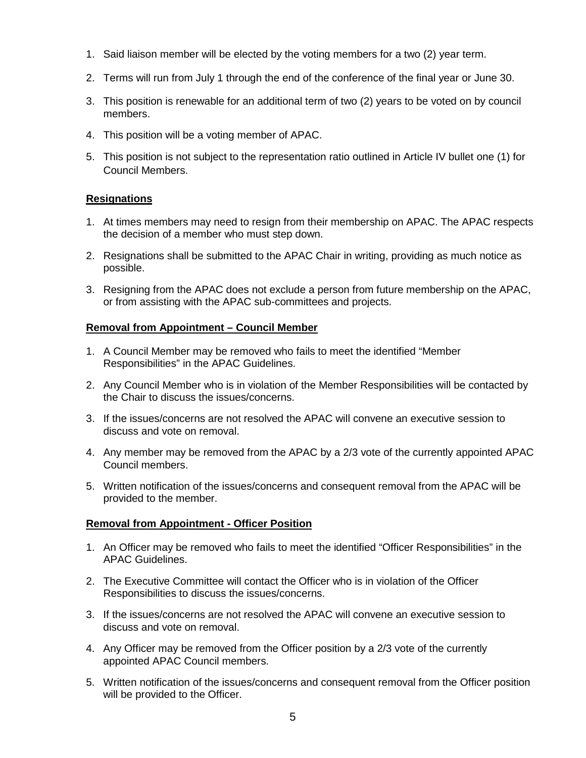1. Said liaison member will be elected by the voting members for a two (2) year term.
2. Terms will run from July 1 through the end of the conference of the final year or June 30.
3. This position is renewable for an additional term of two (2) years to be voted on by council members.
4. This position will be a voting member of APAC.
5. This position is not subject to the representation ratio outlined in Article IV bullet one (1) for Council Members.

**Resignations**

1. At times members may need to resign from their membership on APAC. The APAC respects the decision of a member who must step down.
2. Resignations shall be submitted to the APAC Chair in writing, providing as much notice as possible.
3. Resigning from the APAC does not exclude a person from future membership on the APAC, or from assisting with the APAC sub-committees and projects.

**Removal from Appointment – Council Member**

1. A Council Member may be removed who fails to meet the identified "Member Responsibilities" in the APAC Guidelines.
2. Any Council Member who is in violation of the Member Responsibilities will be contacted by the Chair to discuss the issues/concerns.
3. If the issues/concerns are not resolved the APAC will convene an executive session to discuss and vote on removal.
4. Any member may be removed from the APAC by a 2/3 vote of the currently appointed APAC Council members.
5. Written notification of the issues/concerns and consequent removal from the APAC will be provided to the member.

**Removal from Appointment - Officer Position**

1. An Officer may be removed who fails to meet the identified "Officer Responsibilities" in the APAC Guidelines.
2. The Executive Committee will contact the Officer who is in violation of the Officer Responsibilities to discuss the issues/concerns.
3. If the issues/concerns are not resolved the APAC will convene an executive session to discuss and vote on removal.
4. Any Officer may be removed from the Officer position by a 2/3 vote of the currently appointed APAC Council members.
5. Written notification of the issues/concerns and consequent removal from the Officer position will be provided to the Officer.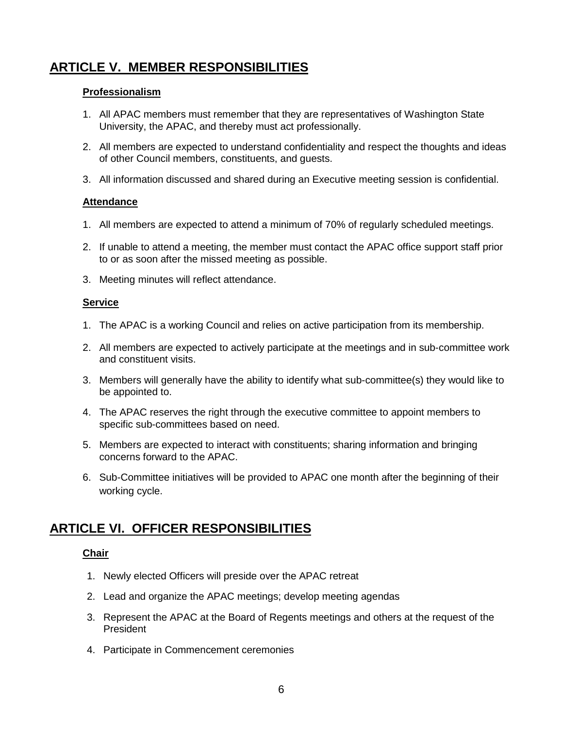## ARTICLE V. MEMBER RESPONSIBILITIES

### Professionalism

1. All APAC members must remember that they are representatives of Washington State University, the APAC, and thereby must act professionally.
2. All members are expected to understand confidentiality and respect the thoughts and ideas of other Council members, constituents, and guests.
3. All information discussed and shared during an Executive meeting session is confidential.

### Attendance

1. All members are expected to attend a minimum of 70% of regularly scheduled meetings.
2. If unable to attend a meeting, the member must contact the APAC office support staff prior to or as soon after the missed meeting as possible.
3. Meeting minutes will reflect attendance.

### Service

1. The APAC is a working Council and relies on active participation from its membership.
2. All members are expected to actively participate at the meetings and in sub-committee work and constituent visits.
3. Members will generally have the ability to identify what sub-committee(s) they would like to be appointed to.
4. The APAC reserves the right through the executive committee to appoint members to specific sub-committees based on need.
5. Members are expected to interact with constituents; sharing information and bringing concerns forward to the APAC.
6. Sub-Committee initiatives will be provided to APAC one month after the beginning of their working cycle.

## ARTICLE VI. OFFICER RESPONSIBILITIES

### Chair

1. Newly elected Officers will preside over the APAC retreat
2. Lead and organize the APAC meetings; develop meeting agendas
3. Represent the APAC at the Board of Regents meetings and others at the request of the President
4. Participate in Commencement ceremonies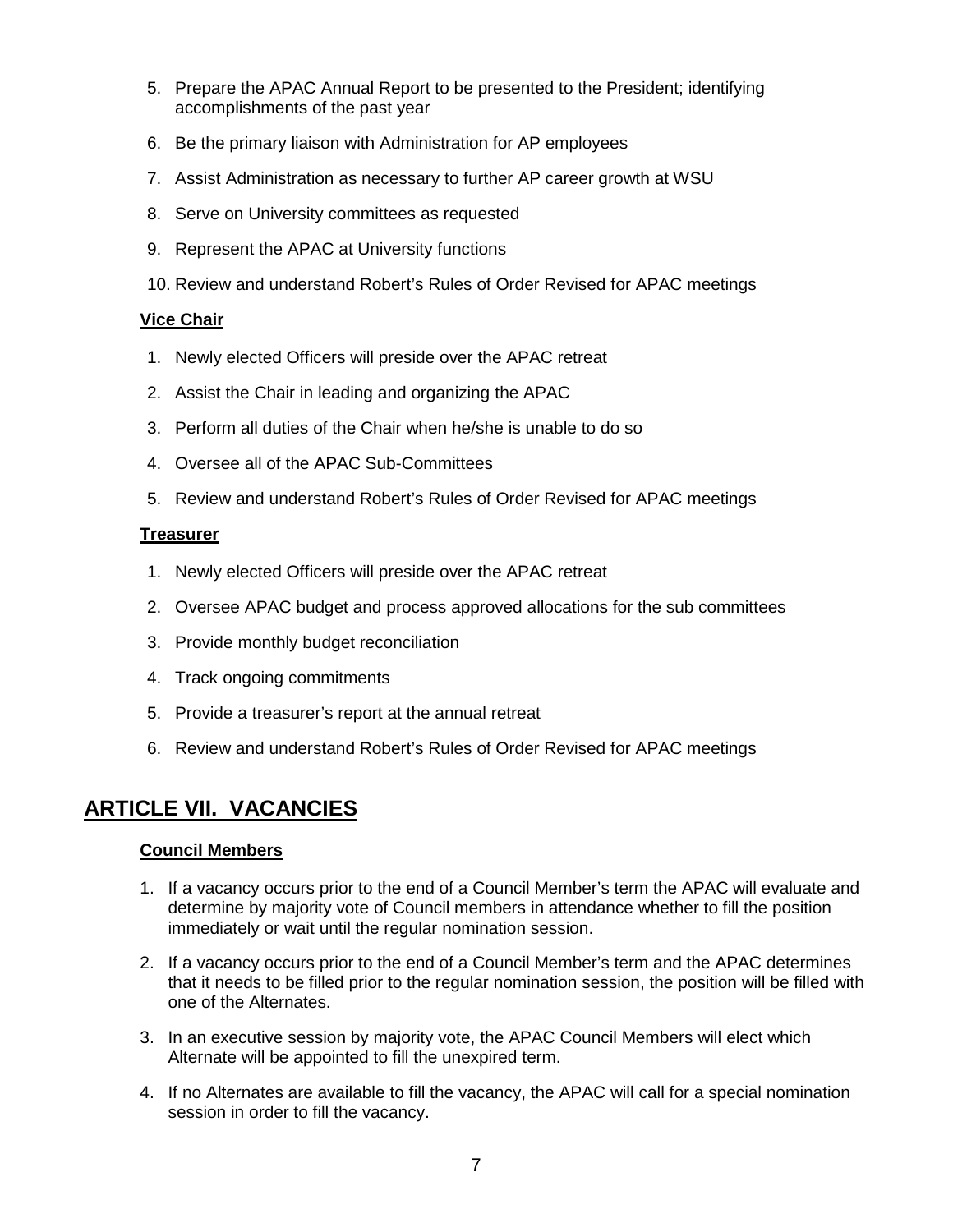5. Prepare the APAC Annual Report to be presented to the President; identifying accomplishments of the past year
6. Be the primary liaison with Administration for AP employees
7. Assist Administration as necessary to further AP career growth at WSU
8. Serve on University committees as requested
9. Represent the APAC at University functions
10. Review and understand Robert's Rules of Order Revised for APAC meetings

**Vice Chair**

1. Newly elected Officers will preside over the APAC retreat
2. Assist the Chair in leading and organizing the APAC
3. Perform all duties of the Chair when he/she is unable to do so
4. Oversee all of the APAC Sub-Committees
5. Review and understand Robert's Rules of Order Revised for APAC meetings

**Treasurer**

1. Newly elected Officers will preside over the APAC retreat
2. Oversee APAC budget and process approved allocations for the sub committees
3. Provide monthly budget reconciliation
4. Track ongoing commitments
5. Provide a treasurer's report at the annual retreat
6. Review and understand Robert's Rules of Order Revised for APAC meetings

## ARTICLE VII. VACANCIES

**Council Members**

1. If a vacancy occurs prior to the end of a Council Member's term the APAC will evaluate and determine by majority vote of Council members in attendance whether to fill the position immediately or wait until the regular nomination session.
2. If a vacancy occurs prior to the end of a Council Member's term and the APAC determines that it needs to be filled prior to the regular nomination session, the position will be filled with one of the Alternates.
3. In an executive session by majority vote, the APAC Council Members will elect which Alternate will be appointed to fill the unexpired term.
4. If no Alternates are available to fill the vacancy, the APAC will call for a special nomination session in order to fill the vacancy.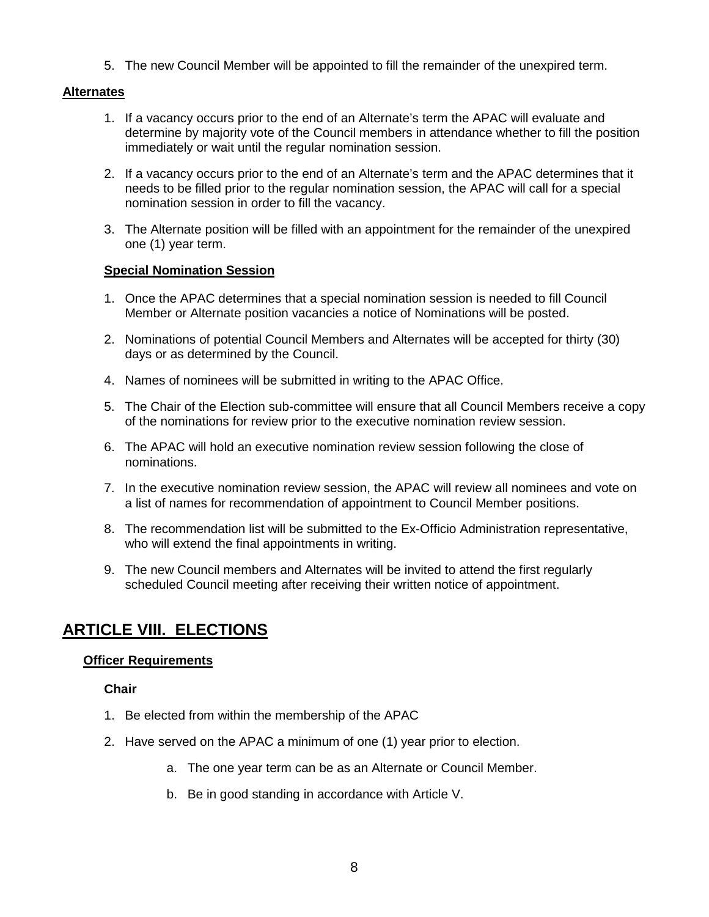5. The new Council Member will be appointed to fill the remainder of the unexpired term.

**Alternates**

1. If a vacancy occurs prior to the end of an Alternate's term the APAC will evaluate and determine by majority vote of the Council members in attendance whether to fill the position immediately or wait until the regular nomination session.

2. If a vacancy occurs prior to the end of an Alternate's term and the APAC determines that it needs to be filled prior to the regular nomination session, the APAC will call for a special nomination session in order to fill the vacancy.

3. The Alternate position will be filled with an appointment for the remainder of the unexpired one (1) year term.

**Special Nomination Session**

1. Once the APAC determines that a special nomination session is needed to fill Council Member or Alternate position vacancies a notice of Nominations will be posted.

2. Nominations of potential Council Members and Alternates will be accepted for thirty (30) days or as determined by the Council.

4. Names of nominees will be submitted in writing to the APAC Office.

5. The Chair of the Election sub-committee will ensure that all Council Members receive a copy of the nominations for review prior to the executive nomination review session.

6. The APAC will hold an executive nomination review session following the close of nominations.

7. In the executive nomination review session, the APAC will review all nominees and vote on a list of names for recommendation of appointment to Council Member positions.

8. The recommendation list will be submitted to the Ex-Officio Administration representative, who will extend the final appointments in writing.

9. The new Council members and Alternates will be invited to attend the first regularly scheduled Council meeting after receiving their written notice of appointment.

# ARTICLE VIII. ELECTIONS

**Officer Requirements**

**Chair**

1. Be elected from within the membership of the APAC

2. Have served on the APAC a minimum of one (1) year prior to election.

    a. The one year term can be as an Alternate or Council Member.

    b. Be in good standing in accordance with Article V.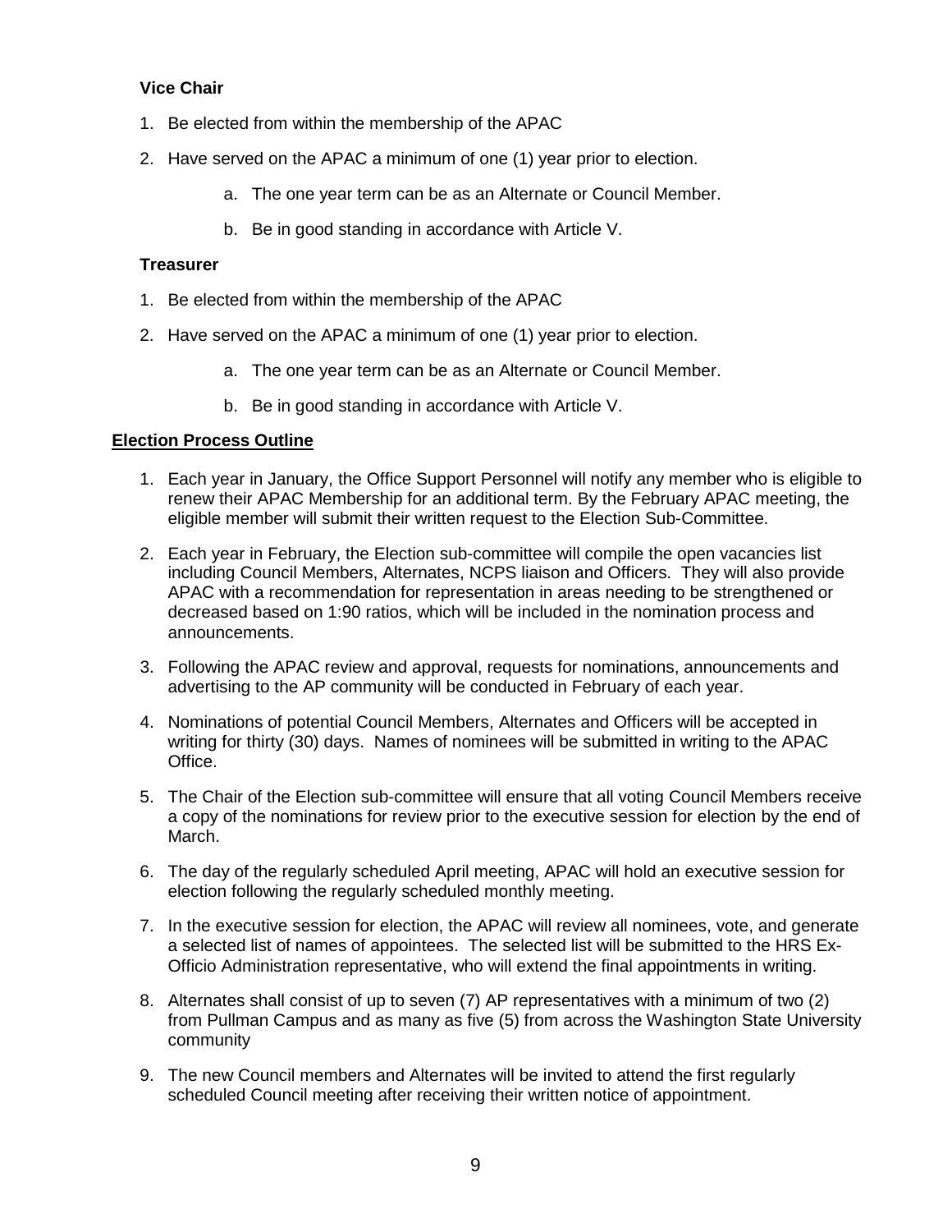### Vice Chair

1. Be elected from within the membership of the APAC
2. Have served on the APAC a minimum of one (1) year prior to election.
    a. The one year term can be as an Alternate or Council Member.
    b. Be in good standing in accordance with Article V.

### Treasurer

1. Be elected from within the membership of the APAC
2. Have served on the APAC a minimum of one (1) year prior to election.
    a. The one year term can be as an Alternate or Council Member.
    b. Be in good standing in accordance with Article V.

**Election Process Outline**

1. Each year in January, the Office Support Personnel will notify any member who is eligible to renew their APAC Membership for an additional term. By the February APAC meeting, the eligible member will submit their written request to the Election Sub-Committee.
2. Each year in February, the Election sub-committee will compile the open vacancies list including Council Members, Alternates, NCPS liaison and Officers. They will also provide APAC with a recommendation for representation in areas needing to be strengthened or decreased based on 1:90 ratios, which will be included in the nomination process and announcements.
3. Following the APAC review and approval, requests for nominations, announcements and advertising to the AP community will be conducted in February of each year.
4. Nominations of potential Council Members, Alternates and Officers will be accepted in writing for thirty (30) days. Names of nominees will be submitted in writing to the APAC Office.
5. The Chair of the Election sub-committee will ensure that all voting Council Members receive a copy of the nominations for review prior to the executive session for election by the end of March.
6. The day of the regularly scheduled April meeting, APAC will hold an executive session for election following the regularly scheduled monthly meeting.
7. In the executive session for election, the APAC will review all nominees, vote, and generate a selected list of names of appointees. The selected list will be submitted to the HRS Ex-Officio Administration representative, who will extend the final appointments in writing.
8. Alternates shall consist of up to seven (7) AP representatives with a minimum of two (2) from Pullman Campus and as many as five (5) from across the Washington State University community
9. The new Council members and Alternates will be invited to attend the first regularly scheduled Council meeting after receiving their written notice of appointment.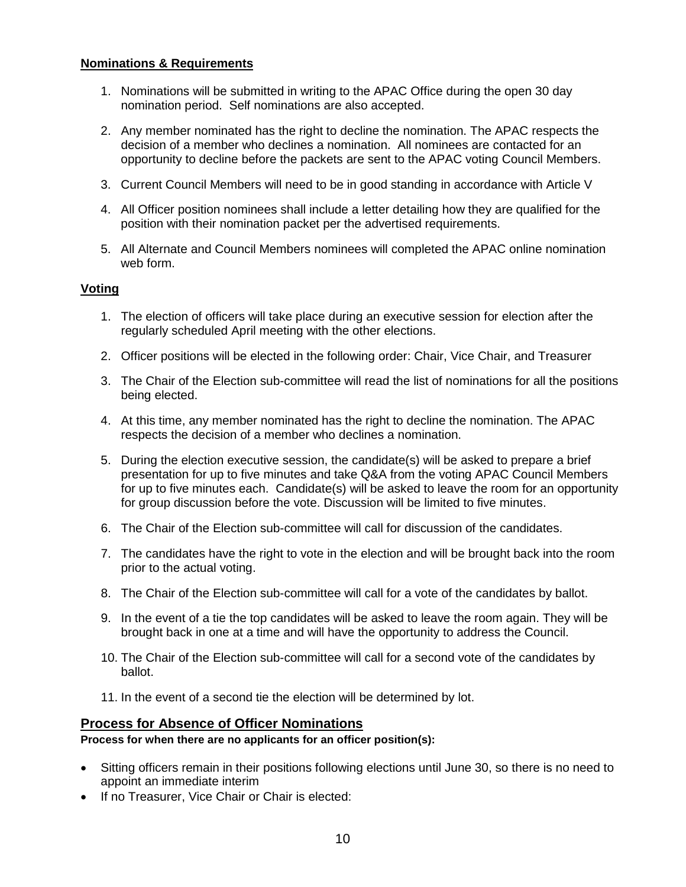## Nominations & Requirements

1. Nominations will be submitted in writing to the APAC Office during the open 30 day nomination period. Self nominations are also accepted.
2. Any member nominated has the right to decline the nomination. The APAC respects the decision of a member who declines a nomination. All nominees are contacted for an opportunity to decline before the packets are sent to the APAC voting Council Members.
3. Current Council Members will need to be in good standing in accordance with Article V
4. All Officer position nominees shall include a letter detailing how they are qualified for the position with their nomination packet per the advertised requirements.
5. All Alternate and Council Members nominees will completed the APAC online nomination web form.

## Voting

1. The election of officers will take place during an executive session for election after the regularly scheduled April meeting with the other elections.
2. Officer positions will be elected in the following order: Chair, Vice Chair, and Treasurer
3. The Chair of the Election sub-committee will read the list of nominations for all the positions being elected.
4. At this time, any member nominated has the right to decline the nomination. The APAC respects the decision of a member who declines a nomination.
5. During the election executive session, the candidate(s) will be asked to prepare a brief presentation for up to five minutes and take Q&A from the voting APAC Council Members for up to five minutes each. Candidate(s) will be asked to leave the room for an opportunity for group discussion before the vote. Discussion will be limited to five minutes.
6. The Chair of the Election sub-committee will call for discussion of the candidates.
7. The candidates have the right to vote in the election and will be brought back into the room prior to the actual voting.
8. The Chair of the Election sub-committee will call for a vote of the candidates by ballot.
9. In the event of a tie the top candidates will be asked to leave the room again. They will be brought back in one at a time and will have the opportunity to address the Council.
10. The Chair of the Election sub-committee will call for a second vote of the candidates by ballot.
11. In the event of a second tie the election will be determined by lot.

## Process for Absence of Officer Nominations

**Process for when there are no applicants for an officer position(s):**

- Sitting officers remain in their positions following elections until June 30, so there is no need to appoint an immediate interim
- If no Treasurer, Vice Chair or Chair is elected: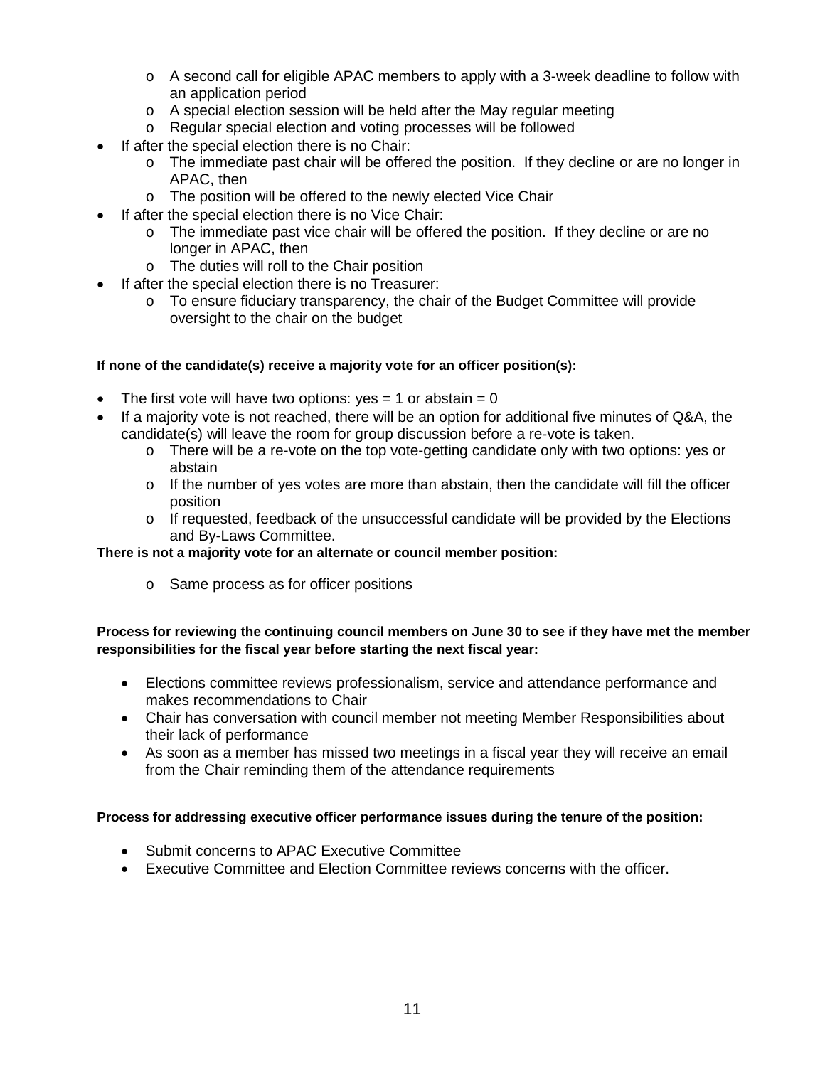- A second call for eligible APAC members to apply with a 3-week deadline to follow with an application period
  - A special election session will be held after the May regular meeting
  - Regular special election and voting processes will be followed
- If after the special election there is no Chair:
  - The immediate past chair will be offered the position. If they decline or are no longer in APAC, then
  - The position will be offered to the newly elected Vice Chair
- If after the special election there is no Vice Chair:
  - The immediate past vice chair will be offered the position. If they decline or are no longer in APAC, then
  - The duties will roll to the Chair position
- If after the special election there is no Treasurer:
  - To ensure fiduciary transparency, the chair of the Budget Committee will provide oversight to the chair on the budget

**If none of the candidate(s) receive a majority vote for an officer position(s):**

- The first vote will have two options: yes = 1 or abstain = 0
- If a majority vote is not reached, there will be an option for additional five minutes of Q&A, the candidate(s) will leave the room for group discussion before a re-vote is taken.
  - There will be a re-vote on the top vote-getting candidate only with two options: yes or abstain
  - If the number of yes votes are more than abstain, then the candidate will fill the officer position
  - If requested, feedback of the unsuccessful candidate will be provided by the Elections and By-Laws Committee.

**There is not a majority vote for an alternate or council member position:**

  - Same process as for officer positions

**Process for reviewing the continuing council members on June 30 to see if they have met the member responsibilities for the fiscal year before starting the next fiscal year:**

- Elections committee reviews professionalism, service and attendance performance and makes recommendations to Chair
- Chair has conversation with council member not meeting Member Responsibilities about their lack of performance
- As soon as a member has missed two meetings in a fiscal year they will receive an email from the Chair reminding them of the attendance requirements

**Process for addressing executive officer performance issues during the tenure of the position:**

- Submit concerns to APAC Executive Committee
- Executive Committee and Election Committee reviews concerns with the officer.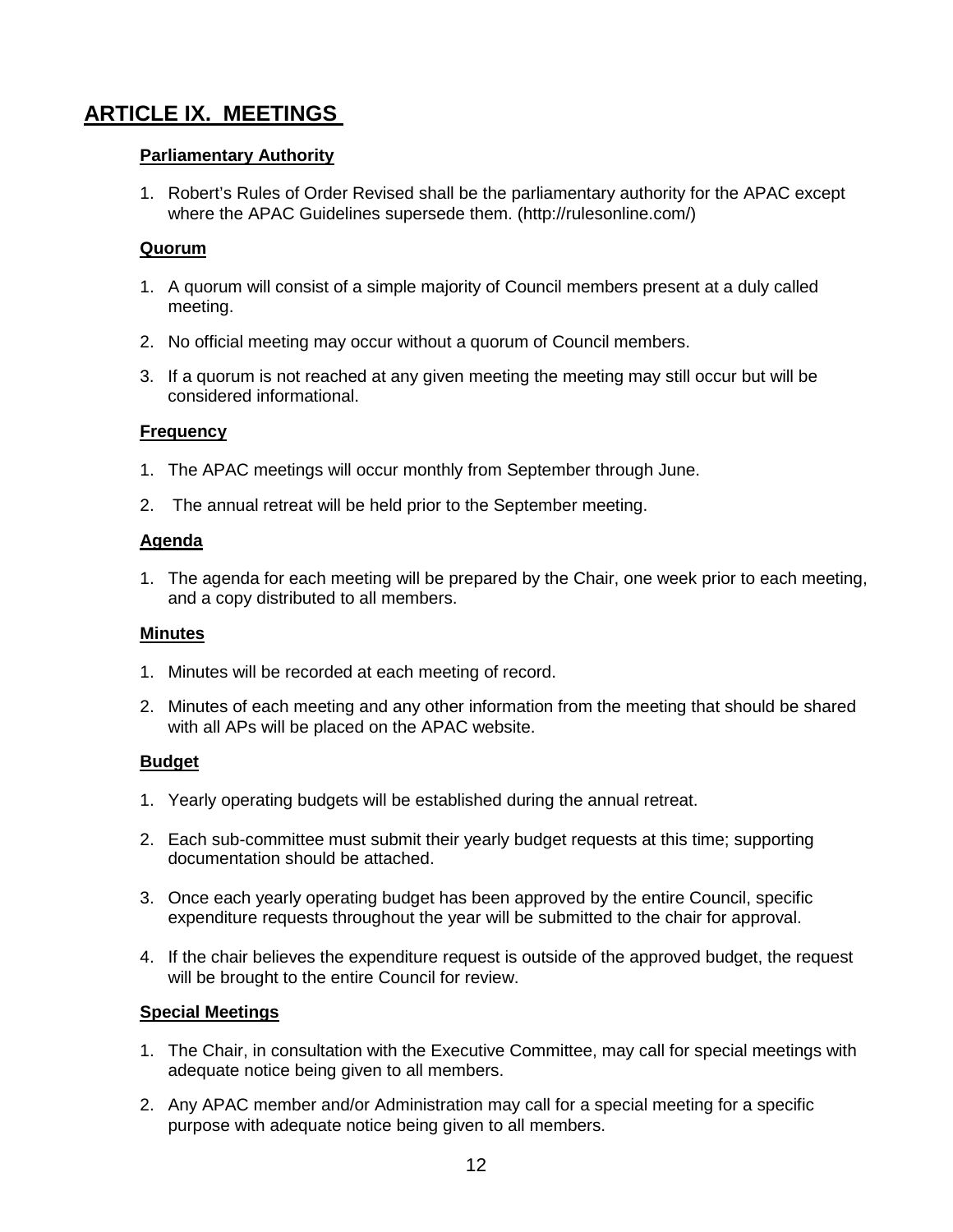## ARTICLE IX. MEETINGS

### Parliamentary Authority

1. Robert's Rules of Order Revised shall be the parliamentary authority for the APAC except where the APAC Guidelines supersede them. (http://rulesonline.com/)

### Quorum

1. A quorum will consist of a simple majority of Council members present at a duly called meeting.
2. No official meeting may occur without a quorum of Council members.
3. If a quorum is not reached at any given meeting the meeting may still occur but will be considered informational.

### Frequency

1. The APAC meetings will occur monthly from September through June.
2. The annual retreat will be held prior to the September meeting.

### Agenda

1. The agenda for each meeting will be prepared by the Chair, one week prior to each meeting, and a copy distributed to all members.

### Minutes

1. Minutes will be recorded at each meeting of record.
2. Minutes of each meeting and any other information from the meeting that should be shared with all APs will be placed on the APAC website.

### Budget

1. Yearly operating budgets will be established during the annual retreat.
2. Each sub-committee must submit their yearly budget requests at this time; supporting documentation should be attached.
3. Once each yearly operating budget has been approved by the entire Council, specific expenditure requests throughout the year will be submitted to the chair for approval.
4. If the chair believes the expenditure request is outside of the approved budget, the request will be brought to the entire Council for review.

### Special Meetings

1. The Chair, in consultation with the Executive Committee, may call for special meetings with adequate notice being given to all members.
2. Any APAC member and/or Administration may call for a special meeting for a specific purpose with adequate notice being given to all members.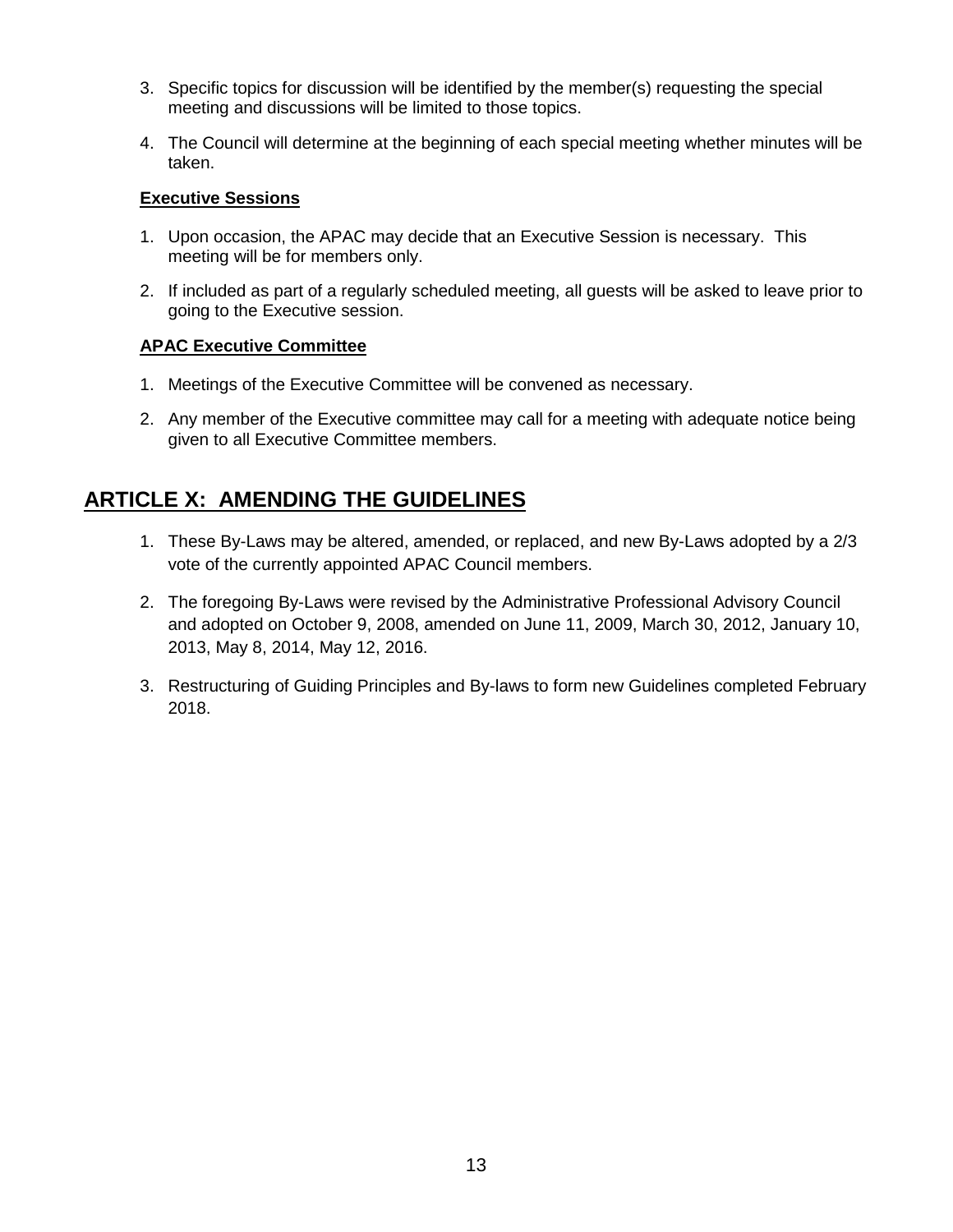3. Specific topics for discussion will be identified by the member(s) requesting the special meeting and discussions will be limited to those topics.
4. The Council will determine at the beginning of each special meeting whether minutes will be taken.

**Executive Sessions**

1. Upon occasion, the APAC may decide that an Executive Session is necessary. This meeting will be for members only.
2. If included as part of a regularly scheduled meeting, all guests will be asked to leave prior to going to the Executive session.

**APAC Executive Committee**

1. Meetings of the Executive Committee will be convened as necessary.
2. Any member of the Executive committee may call for a meeting with adequate notice being given to all Executive Committee members.

## ARTICLE X: AMENDING THE GUIDELINES

1. These By-Laws may be altered, amended, or replaced, and new By-Laws adopted by a 2/3 vote of the currently appointed APAC Council members.
2. The foregoing By-Laws were revised by the Administrative Professional Advisory Council and adopted on October 9, 2008, amended on June 11, 2009, March 30, 2012, January 10, 2013, May 8, 2014, May 12, 2016.
3. Restructuring of Guiding Principles and By-laws to form new Guidelines completed February 2018.